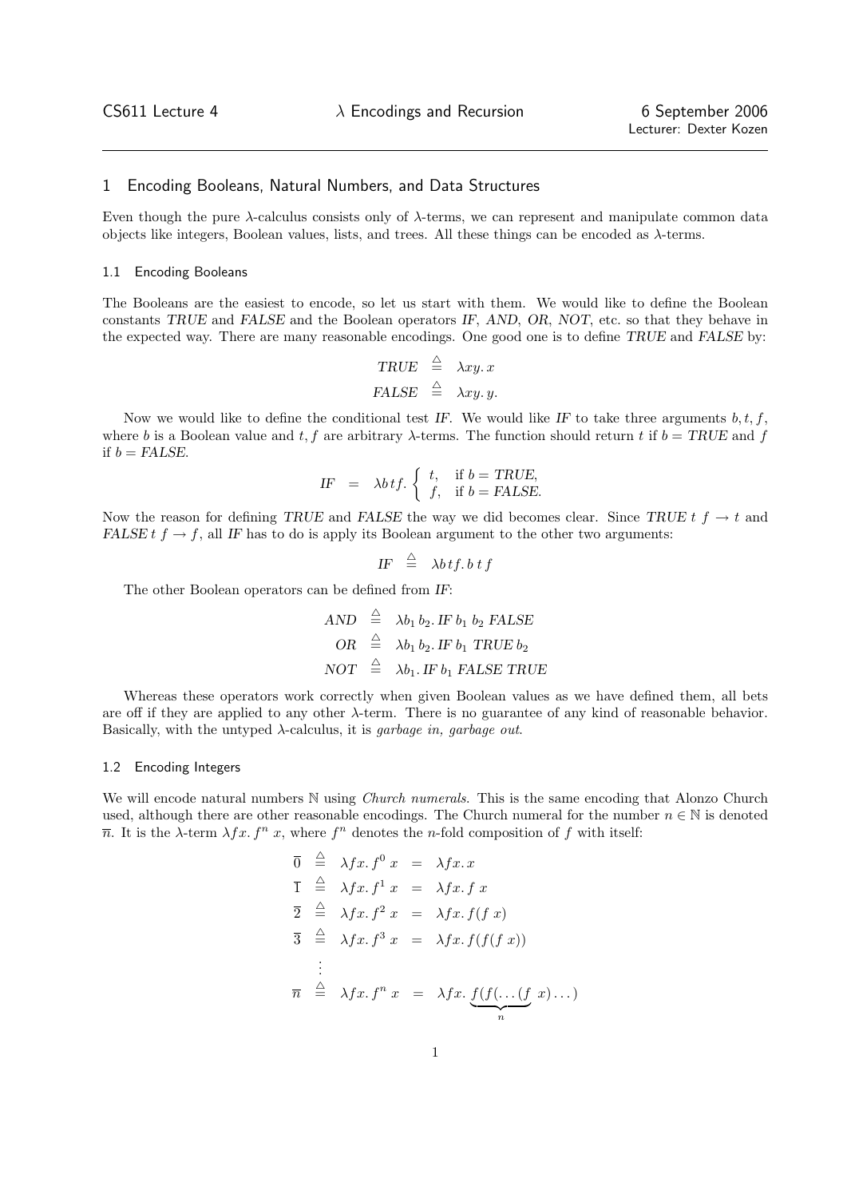CS611 Lecture 4 — $\lambda$ Encodings and Recursion — 6 September 2006

Lecturer: Dexter Kozen

## 1 Encoding Booleans, Natural Numbers, and Data Structures

Even though the pure $\lambda$-calculus consists only of $\lambda$-terms, we can represent and manipulate common data objects like integers, Boolean values, lists, and trees. All these things can be encoded as $\lambda$-terms.

### 1.1 Encoding Booleans

The Booleans are the easiest to encode, so let us start with them. We would like to define the Boolean constants *TRUE* and *FALSE* and the Boolean operators *IF*, *AND*, *OR*, *NOT*, etc. so that they behave in the expected way. There are many reasonable encodings. One good one is to define *TRUE* and *FALSE* by:

$$\begin{aligned} \mathit{TRUE} &\triangleq \lambda xy.\, x \\ \mathit{FALSE} &\triangleq \lambda xy.\, y. \end{aligned}$$

Now we would like to define the conditional test *IF*. We would like *IF* to take three arguments $b, t, f$, where $b$ is a Boolean value and $t, f$ are arbitrary $\lambda$-terms. The function should return $t$ if $b = \mathit{TRUE}$ and $f$ if $b = \mathit{FALSE}$.

$$\mathit{IF} \quad = \quad \lambda b\,t\,f.\, \begin{cases} t, & \text{if } b = \mathit{TRUE}, \\ f, & \text{if } b = \mathit{FALSE}. \end{cases}$$

Now the reason for defining *TRUE* and *FALSE* the way we did becomes clear. Since $\mathit{TRUE}\ t\ f \to t$ and $\mathit{FALSE}\ t\ f \to f$, all *IF* has to do is apply its Boolean argument to the other two arguments:

$$\mathit{IF} \triangleq \lambda b\,t\,f.\, b\ t\ f$$

The other Boolean operators can be defined from *IF*:

$$\begin{aligned} \mathit{AND} &\triangleq \lambda b_1\, b_2.\, \mathit{IF}\ b_1\ b_2\ \mathit{FALSE} \\ \mathit{OR} &\triangleq \lambda b_1\, b_2.\, \mathit{IF}\ b_1\ \mathit{TRUE}\ b_2 \\ \mathit{NOT} &\triangleq \lambda b_1.\, \mathit{IF}\ b_1\ \mathit{FALSE}\ \mathit{TRUE} \end{aligned}$$

Whereas these operators work correctly when given Boolean values as we have defined them, all bets are off if they are applied to any other $\lambda$-term. There is no guarantee of any kind of reasonable behavior. Basically, with the untyped $\lambda$-calculus, it is *garbage in, garbage out*.

### 1.2 Encoding Integers

We will encode natural numbers $\mathbb{N}$ using *Church numerals*. This is the same encoding that Alonzo Church used, although there are other reasonable encodings. The Church numeral for the number $n \in \mathbb{N}$ is denoted $\overline{n}$. It is the $\lambda$-term $\lambda fx.\, f^n\ x$, where $f^n$ denotes the $n$-fold composition of $f$ with itself:

$$\begin{aligned} \overline{0} &\triangleq \lambda fx.\, f^0\ x \;=\; \lambda fx.\, x \\ \overline{1} &\triangleq \lambda fx.\, f^1\ x \;=\; \lambda fx.\, f\ x \\ \overline{2} &\triangleq \lambda fx.\, f^2\ x \;=\; \lambda fx.\, f(f\ x) \\ \overline{3} &\triangleq \lambda fx.\, f^3\ x \;=\; \lambda fx.\, f(f(f\ x)) \\ &\ \vdots \\ \overline{n} &\triangleq \lambda fx.\, f^n\ x \;=\; \lambda fx.\, \underbrace{f(f(\ldots(f}_{n}\ x)\ldots) \end{aligned}$$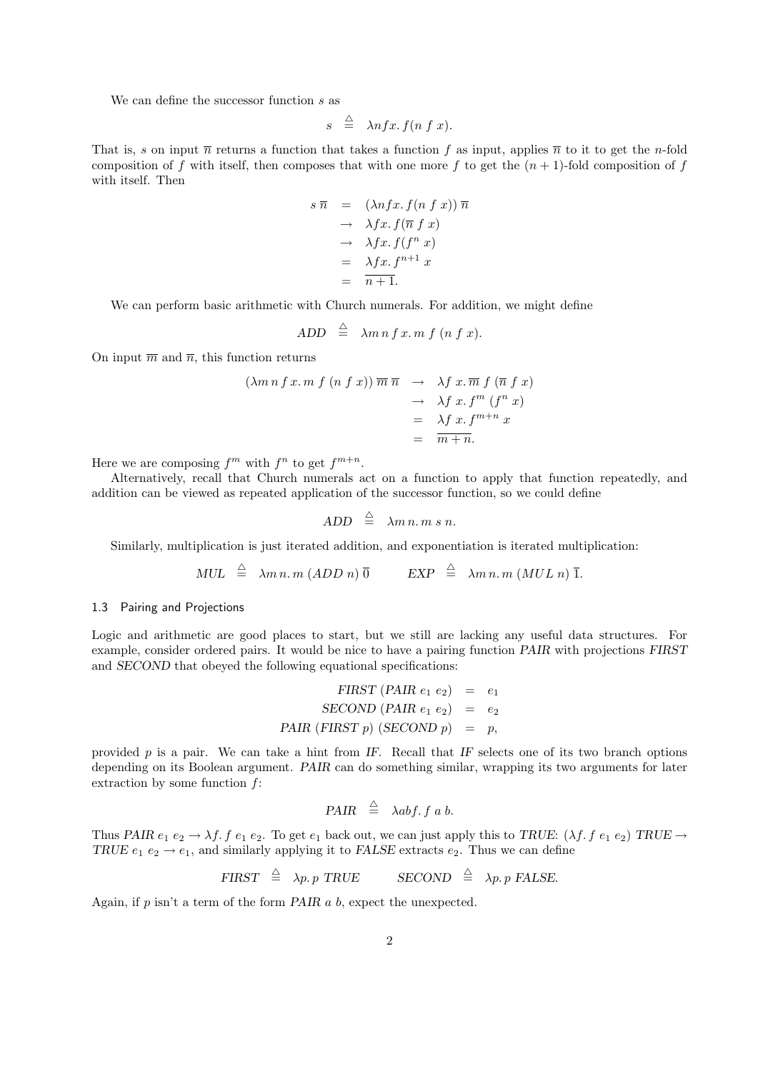We can define the successor function $s$ as

$$s \;\stackrel{\triangle}{=}\; \lambda n f x.\, f(n\ f\ x).$$

That is, $s$ on input $\overline{n}$ returns a function that takes a function $f$ as input, applies $\overline{n}$ to it to get the $n$-fold composition of $f$ with itself, then composes that with one more $f$ to get the $(n+1)$-fold composition of $f$ with itself. Then

$$\begin{array}{rcl} s\ \overline{n} & = & (\lambda n f x.\, f(n\ f\ x))\ \overline{n} \\ & \rightarrow & \lambda f x.\, f(\overline{n}\ f\ x) \\ & \rightarrow & \lambda f x.\, f(f^n\ x) \\ & = & \lambda f x.\, f^{n+1}\ x \\ & = & \overline{n+1}. \end{array}$$

We can perform basic arithmetic with Church numerals. For addition, we might define

$$\mathit{ADD} \;\stackrel{\triangle}{=}\; \lambda m\, n\, f\, x.\, m\ f\ (n\ f\ x).$$

On input $\overline{m}$ and $\overline{n}$, this function returns

$$\begin{array}{rcl} (\lambda m\, n\, f\, x.\, m\ f\ (n\ f\ x))\ \overline{m}\ \overline{n} & \rightarrow & \lambda f\ x.\, \overline{m}\ f\ (\overline{n}\ f\ x) \\ & \rightarrow & \lambda f\ x.\, f^m\ (f^n\ x) \\ & = & \lambda f\ x.\, f^{m+n}\ x \\ & = & \overline{m+n}. \end{array}$$

Here we are composing $f^m$ with $f^n$ to get $f^{m+n}$.

Alternatively, recall that Church numerals act on a function to apply that function repeatedly, and addition can be viewed as repeated application of the successor function, so we could define

$$\mathit{ADD} \;\stackrel{\triangle}{=}\; \lambda m\, n.\, m\ s\ n.$$

Similarly, multiplication is just iterated addition, and exponentiation is iterated multiplication:

$$\mathit{MUL} \;\stackrel{\triangle}{=}\; \lambda m\, n.\, m\ (\mathit{ADD}\ n)\ \overline{0} \qquad \mathit{EXP} \;\stackrel{\triangle}{=}\; \lambda m\, n.\, m\ (\mathit{MUL}\ n)\ \overline{1}.$$

### 1.3 Pairing and Projections

Logic and arithmetic are good places to start, but we still are lacking any useful data structures. For example, consider ordered pairs. It would be nice to have a pairing function *PAIR* with projections *FIRST* and *SECOND* that obeyed the following equational specifications:

$$\begin{array}{rcl} \mathit{FIRST}\ (\mathit{PAIR}\ e_1\ e_2) & = & e_1 \\ \mathit{SECOND}\ (\mathit{PAIR}\ e_1\ e_2) & = & e_2 \\ \mathit{PAIR}\ (\mathit{FIRST}\ p)\ (\mathit{SECOND}\ p) & = & p, \end{array}$$

provided $p$ is a pair. We can take a hint from *IF*. Recall that *IF* selects one of its two branch options depending on its Boolean argument. *PAIR* can do something similar, wrapping its two arguments for later extraction by some function $f$:

$$\mathit{PAIR} \;\stackrel{\triangle}{=}\; \lambda a b f.\, f\ a\ b.$$

Thus $\mathit{PAIR}\ e_1\ e_2 \rightarrow \lambda f.\, f\ e_1\ e_2$. To get $e_1$ back out, we can just apply this to *TRUE*: $(\lambda f.\, f\ e_1\ e_2)\ \mathit{TRUE} \rightarrow \mathit{TRUE}\ e_1\ e_2 \rightarrow e_1$, and similarly applying it to *FALSE* extracts $e_2$. Thus we can define

$$\mathit{FIRST} \;\stackrel{\triangle}{=}\; \lambda p.\, p\ \mathit{TRUE} \qquad \mathit{SECOND} \;\stackrel{\triangle}{=}\; \lambda p.\, p\ \mathit{FALSE}.$$

Again, if $p$ isn't a term of the form $\mathit{PAIR}\ a\ b$, expect the unexpected.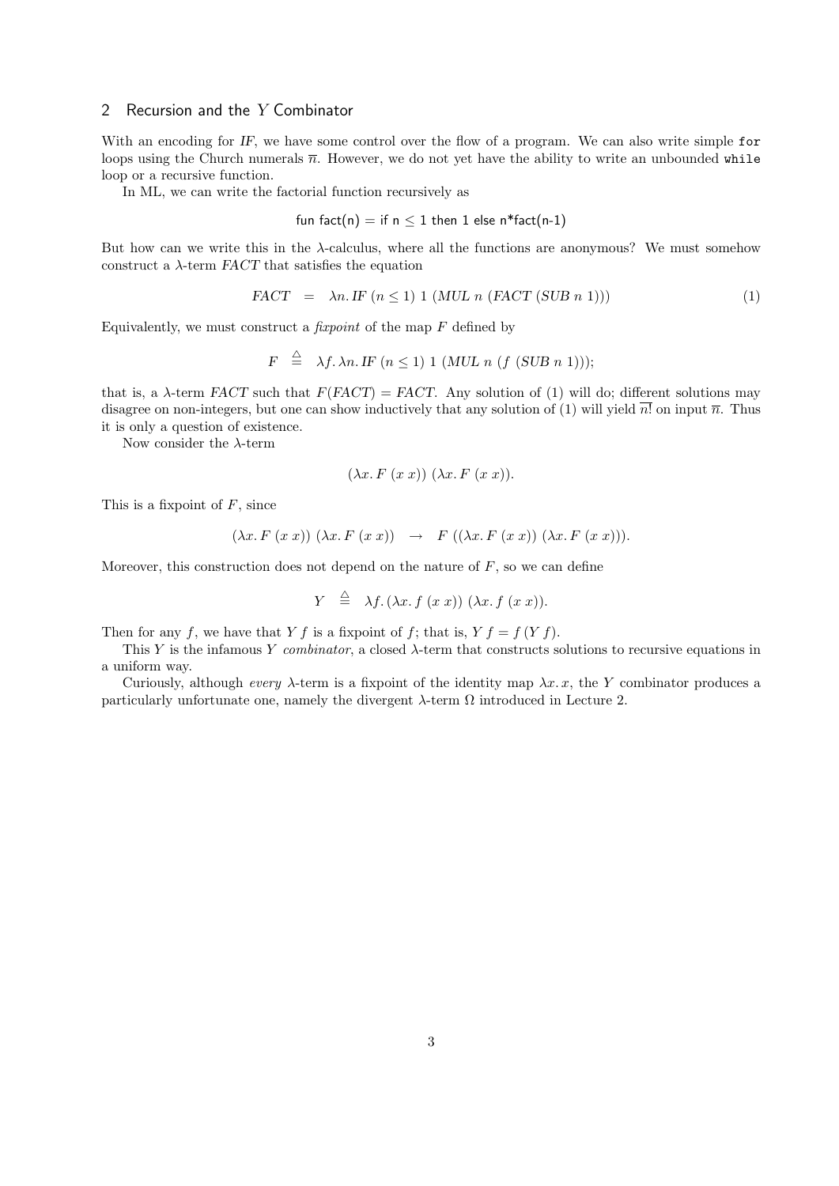## 2 Recursion and the $Y$ Combinator

With an encoding for *IF*, we have some control over the flow of a program. We can also write simple `for` loops using the Church numerals $\overline{n}$. However, we do not yet have the ability to write an unbounded `while` loop or a recursive function.

In ML, we can write the factorial function recursively as

$$\text{fun fact(n) = if n} \leq 1 \text{ then 1 else n*fact(n-1)}$$

But how can we write this in the $\lambda$-calculus, where all the functions are anonymous? We must somehow construct a $\lambda$-term *FACT* that satisfies the equation

$$FACT \;=\; \lambda n.\, IF\ (n \leq 1)\ 1\ (MUL\ n\ (FACT\ (SUB\ n\ 1))) \tag{1}$$

Equivalently, we must construct a *fixpoint* of the map $F$ defined by

$$F \;\stackrel{\triangle}{=}\; \lambda f.\, \lambda n.\, IF\ (n \leq 1)\ 1\ (MUL\ n\ (f\ (SUB\ n\ 1)));$$

that is, a $\lambda$-term *FACT* such that $F(FACT) = FACT$. Any solution of (1) will do; different solutions may disagree on non-integers, but one can show inductively that any solution of (1) will yield $\overline{n!}$ on input $\overline{n}$. Thus it is only a question of existence.

Now consider the $\lambda$-term

$$(\lambda x.\, F\ (x\ x))\ (\lambda x.\, F\ (x\ x)).$$

This is a fixpoint of $F$, since

$$(\lambda x.\, F\ (x\ x))\ (\lambda x.\, F\ (x\ x)) \;\;\to\;\; F\ ((\lambda x.\, F\ (x\ x))\ (\lambda x.\, F\ (x\ x))).$$

Moreover, this construction does not depend on the nature of $F$, so we can define

$$Y \;\stackrel{\triangle}{=}\; \lambda f.\, (\lambda x.\, f\ (x\ x))\ (\lambda x.\, f\ (x\ x)).$$

Then for any $f$, we have that $Y\,f$ is a fixpoint of $f$; that is, $Y\,f = f\,(Y\,f)$.

This $Y$ is the infamous $Y$ *combinator*, a closed $\lambda$-term that constructs solutions to recursive equations in a uniform way.

Curiously, although *every* $\lambda$-term is a fixpoint of the identity map $\lambda x.\, x$, the $Y$ combinator produces a particularly unfortunate one, namely the divergent $\lambda$-term $\Omega$ introduced in Lecture 2.